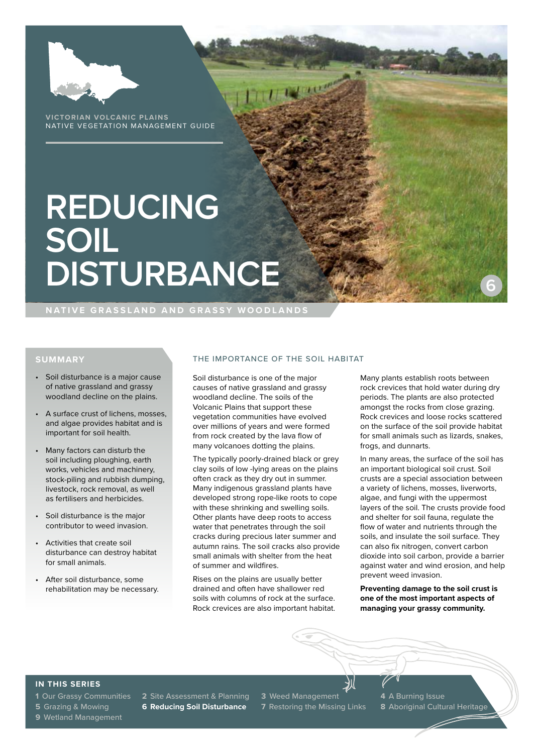VICTORIAN VOLCANIC PLAINS
NATIVE VEGETATION MANAGEMENT GUIDE

# REDUCING SOIL DISTURBANCE

6

NATIVE GRASSLAND AND GRASSY WOODLANDS

## SUMMARY

- Soil disturbance is a major cause of native grassland and grassy woodland decline on the plains.
- A surface crust of lichens, mosses, and algae provides habitat and is important for soil health.
- Many factors can disturb the soil including ploughing, earth works, vehicles and machinery, stock-piling and rubbish dumping, livestock, rock removal, as well as fertilisers and herbicides.
- Soil disturbance is the major contributor to weed invasion.
- Activities that create soil disturbance can destroy habitat for small animals.
- After soil disturbance, some rehabilitation may be necessary.

## THE IMPORTANCE OF THE SOIL HABITAT

Soil disturbance is one of the major causes of native grassland and grassy woodland decline. The soils of the Volcanic Plains that support these vegetation communities have evolved over millions of years and were formed from rock created by the lava flow of many volcanoes dotting the plains.

The typically poorly-drained black or grey clay soils of low -lying areas on the plains often crack as they dry out in summer. Many indigenous grassland plants have developed strong rope-like roots to cope with these shrinking and swelling soils. Other plants have deep roots to access water that penetrates through the soil cracks during precious later summer and autumn rains. The soil cracks also provide small animals with shelter from the heat of summer and wildfires.

Rises on the plains are usually better drained and often have shallower red soils with columns of rock at the surface. Rock crevices are also important habitat.

Many plants establish roots between rock crevices that hold water during dry periods. The plants are also protected amongst the rocks from close grazing. Rock crevices and loose rocks scattered on the surface of the soil provide habitat for small animals such as lizards, snakes, frogs, and dunnarts.

In many areas, the surface of the soil has an important biological soil crust. Soil crusts are a special association between a variety of lichens, mosses, liverworts, algae, and fungi with the uppermost layers of the soil. The crusts provide food and shelter for soil fauna, regulate the flow of water and nutrients through the soils, and insulate the soil surface. They can also fix nitrogen, convert carbon dioxide into soil carbon, provide a barrier against water and wind erosion, and help prevent weed invasion.

**Preventing damage to the soil crust is one of the most important aspects of managing your grassy community.**

### IN THIS SERIES

**1** Our Grassy Communities
**2** Site Assessment & Planning
**3** Weed Management
**4** A Burning Issue
**5** Grazing & Mowing
**6 Reducing Soil Disturbance**
**7** Restoring the Missing Links
**8** Aboriginal Cultural Heritage
**9** Wetland Management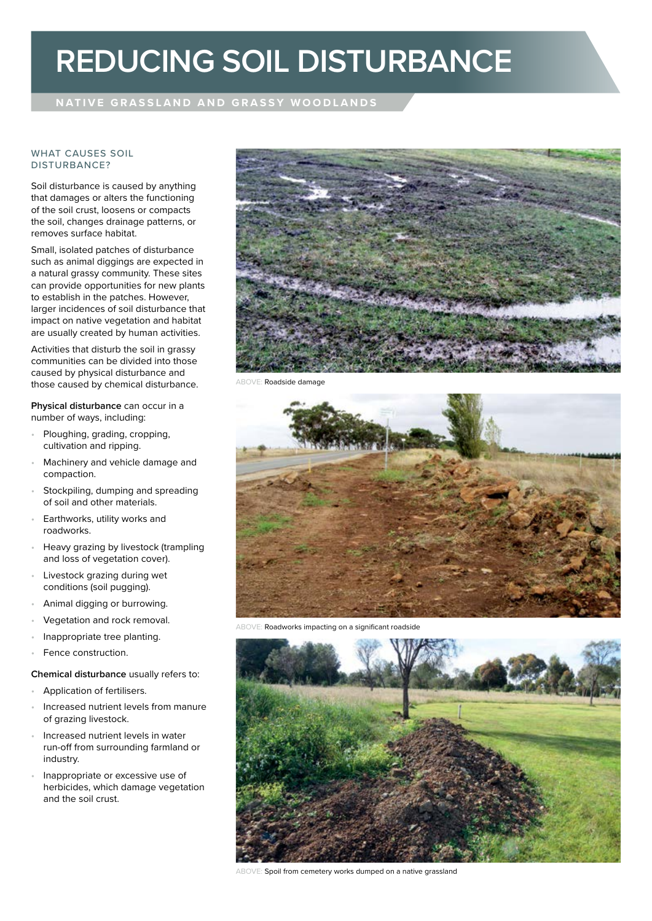# REDUCING SOIL DISTURBANCE

**NATIVE GRASSLAND AND GRASSY WOODLANDS**

## WHAT CAUSES SOIL DISTURBANCE?

Soil disturbance is caused by anything that damages or alters the functioning of the soil crust, loosens or compacts the soil, changes drainage patterns, or removes surface habitat.

Small, isolated patches of disturbance such as animal diggings are expected in a natural grassy community. These sites can provide opportunities for new plants to establish in the patches. However, larger incidences of soil disturbance that impact on native vegetation and habitat are usually created by human activities.

Activities that disturb the soil in grassy communities can be divided into those caused by physical disturbance and those caused by chemical disturbance.

**Physical disturbance** can occur in a number of ways, including:

- Ploughing, grading, cropping, cultivation and ripping.
- Machinery and vehicle damage and compaction.
- Stockpiling, dumping and spreading of soil and other materials.
- Earthworks, utility works and roadworks.
- Heavy grazing by livestock (trampling and loss of vegetation cover).
- Livestock grazing during wet conditions (soil pugging).
- Animal digging or burrowing.
- Vegetation and rock removal.
- Inappropriate tree planting.
- Fence construction.

**Chemical disturbance** usually refers to:

- Application of fertilisers.
- Increased nutrient levels from manure of grazing livestock.
- Increased nutrient levels in water run-off from surrounding farmland or industry.
- Inappropriate or excessive use of herbicides, which damage vegetation and the soil crust.

ABOVE: Roadside damage

ABOVE: Roadworks impacting on a significant roadside

ABOVE: Spoil from cemetery works dumped on a native grassland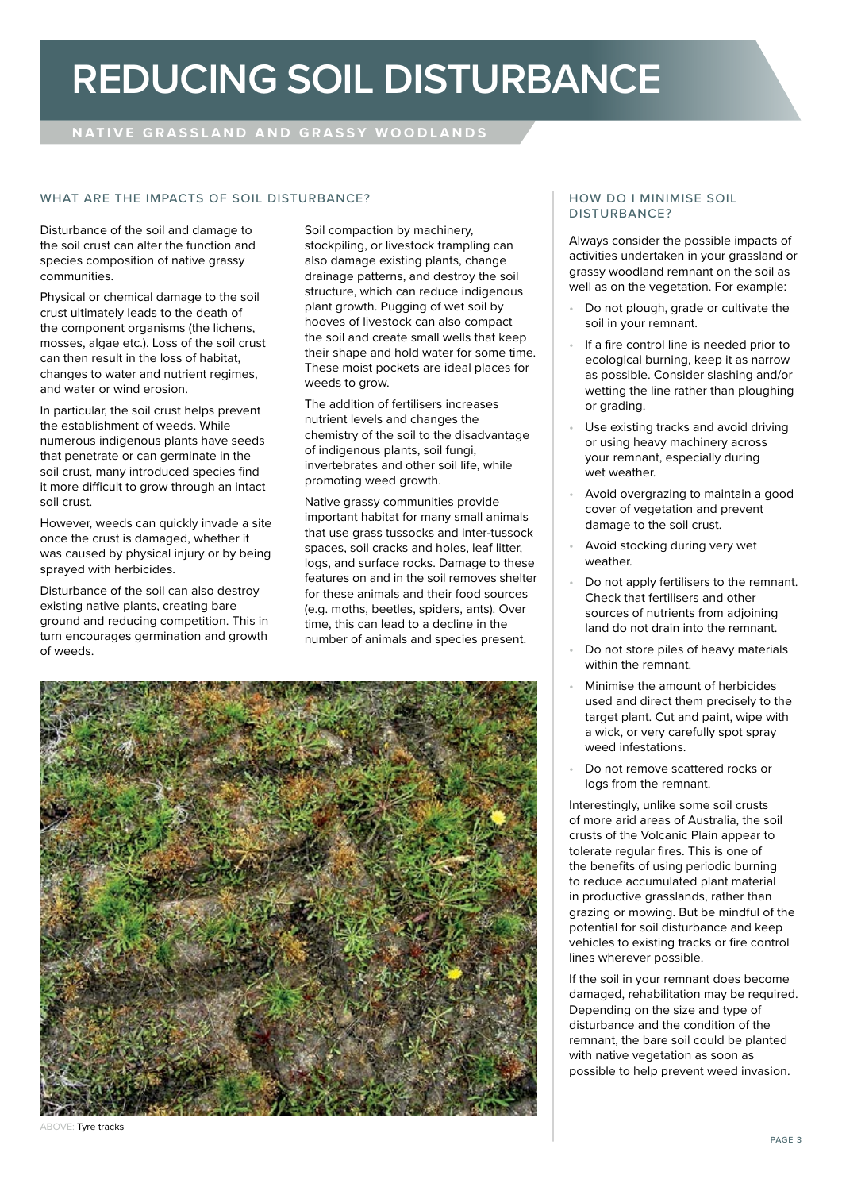# REDUCING SOIL DISTURBANCE

NATIVE GRASSLAND AND GRASSY WOODLANDS

## WHAT ARE THE IMPACTS OF SOIL DISTURBANCE?

Disturbance of the soil and damage to the soil crust can alter the function and species composition of native grassy communities.

Physical or chemical damage to the soil crust ultimately leads to the death of the component organisms (the lichens, mosses, algae etc.). Loss of the soil crust can then result in the loss of habitat, changes to water and nutrient regimes, and water or wind erosion.

In particular, the soil crust helps prevent the establishment of weeds. While numerous indigenous plants have seeds that penetrate or can germinate in the soil crust, many introduced species find it more difficult to grow through an intact soil crust.

However, weeds can quickly invade a site once the crust is damaged, whether it was caused by physical injury or by being sprayed with herbicides.

Disturbance of the soil can also destroy existing native plants, creating bare ground and reducing competition. This in turn encourages germination and growth of weeds.

Soil compaction by machinery, stockpiling, or livestock trampling can also damage existing plants, change drainage patterns, and destroy the soil structure, which can reduce indigenous plant growth. Pugging of wet soil by hooves of livestock can also compact the soil and create small wells that keep their shape and hold water for some time. These moist pockets are ideal places for weeds to grow.

The addition of fertilisers increases nutrient levels and changes the chemistry of the soil to the disadvantage of indigenous plants, soil fungi, invertebrates and other soil life, while promoting weed growth.

Native grassy communities provide important habitat for many small animals that use grass tussocks and inter-tussock spaces, soil cracks and holes, leaf litter, logs, and surface rocks. Damage to these features on and in the soil removes shelter for these animals and their food sources (e.g. moths, beetles, spiders, ants). Over time, this can lead to a decline in the number of animals and species present.

ABOVE: Tyre tracks

## HOW DO I MINIMISE SOIL DISTURBANCE?

Always consider the possible impacts of activities undertaken in your grassland or grassy woodland remnant on the soil as well as on the vegetation. For example:

- Do not plough, grade or cultivate the soil in your remnant.
- If a fire control line is needed prior to ecological burning, keep it as narrow as possible. Consider slashing and/or wetting the line rather than ploughing or grading.
- Use existing tracks and avoid driving or using heavy machinery across your remnant, especially during wet weather.
- Avoid overgrazing to maintain a good cover of vegetation and prevent damage to the soil crust.
- Avoid stocking during very wet weather.
- Do not apply fertilisers to the remnant. Check that fertilisers and other sources of nutrients from adjoining land do not drain into the remnant.
- Do not store piles of heavy materials within the remnant.
- Minimise the amount of herbicides used and direct them precisely to the target plant. Cut and paint, wipe with a wick, or very carefully spot spray weed infestations.
- Do not remove scattered rocks or logs from the remnant.

Interestingly, unlike some soil crusts of more arid areas of Australia, the soil crusts of the Volcanic Plain appear to tolerate regular fires. This is one of the benefits of using periodic burning to reduce accumulated plant material in productive grasslands, rather than grazing or mowing. But be mindful of the potential for soil disturbance and keep vehicles to existing tracks or fire control lines wherever possible.

If the soil in your remnant does become damaged, rehabilitation may be required. Depending on the size and type of disturbance and the condition of the remnant, the bare soil could be planted with native vegetation as soon as possible to help prevent weed invasion.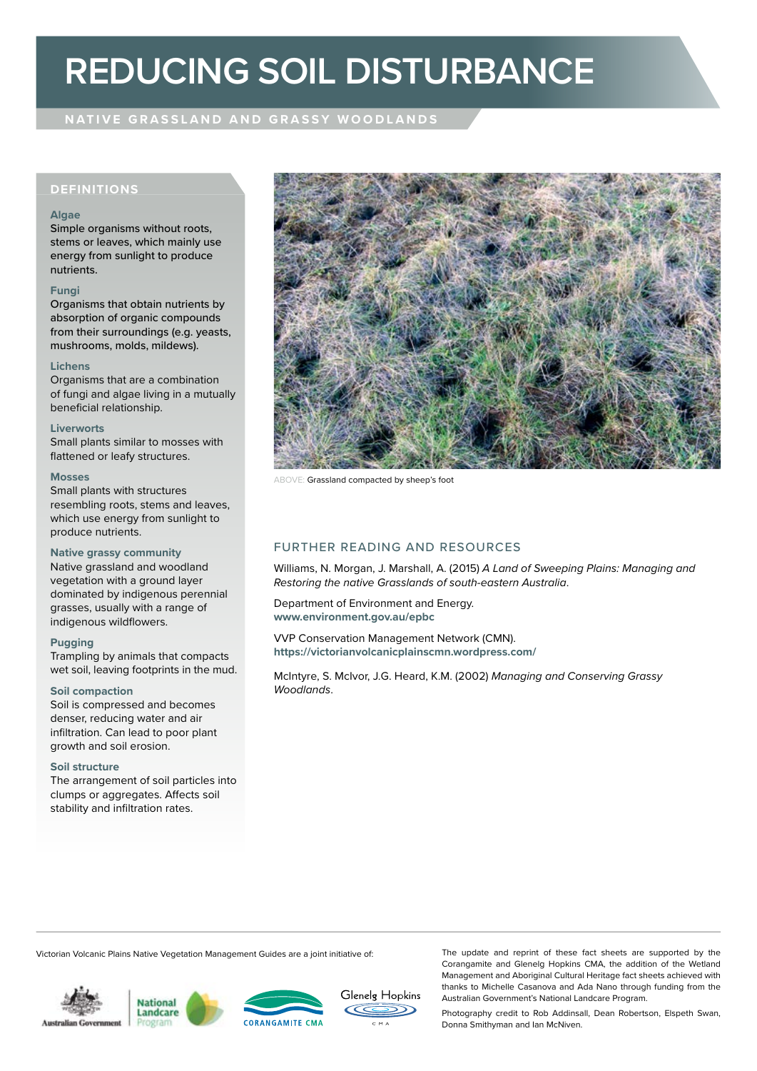# REDUCING SOIL DISTURBANCE

NATIVE GRASSLAND AND GRASSY WOODLANDS

## DEFINITIONS

**Algae**
Simple organisms without roots, stems or leaves, which mainly use energy from sunlight to produce nutrients.

**Fungi**
Organisms that obtain nutrients by absorption of organic compounds from their surroundings (e.g. yeasts, mushrooms, molds, mildews).

**Lichens**
Organisms that are a combination of fungi and algae living in a mutually beneficial relationship.

**Liverworts**
Small plants similar to mosses with flattened or leafy structures.

**Mosses**
Small plants with structures resembling roots, stems and leaves, which use energy from sunlight to produce nutrients.

**Native grassy community**
Native grassland and woodland vegetation with a ground layer dominated by indigenous perennial grasses, usually with a range of indigenous wildflowers.

**Pugging**
Trampling by animals that compacts wet soil, leaving footprints in the mud.

**Soil compaction**
Soil is compressed and becomes denser, reducing water and air infiltration. Can lead to poor plant growth and soil erosion.

**Soil structure**
The arrangement of soil particles into clumps or aggregates. Affects soil stability and infiltration rates.

ABOVE: Grassland compacted by sheep's foot

## FURTHER READING AND RESOURCES

Williams, N. Morgan, J. Marshall, A. (2015) *A Land of Sweeping Plains: Managing and Restoring the native Grasslands of south-eastern Australia*.

Department of Environment and Energy.
**www.environment.gov.au/epbc**

VVP Conservation Management Network (CMN).
**https://victorianvolcanicplainscmn.wordpress.com/**

McIntyre, S. McIvor, J.G. Heard, K.M. (2002) *Managing and Conserving Grassy Woodlands*.

---

Victorian Volcanic Plains Native Vegetation Management Guides are a joint initiative of:

Australian Government | National Landcare Program | Corangamite CMA | Glenelg Hopkins CMA

The update and reprint of these fact sheets are supported by the Corangamite and Glenelg Hopkins CMA, the addition of the Wetland Management and Aboriginal Cultural Heritage fact sheets achieved with thanks to Michelle Casanova and Ada Nano through funding from the Australian Government's National Landcare Program.

Photography credit to Rob Addinsall, Dean Robertson, Elspeth Swan, Donna Smithyman and Ian McNiven.